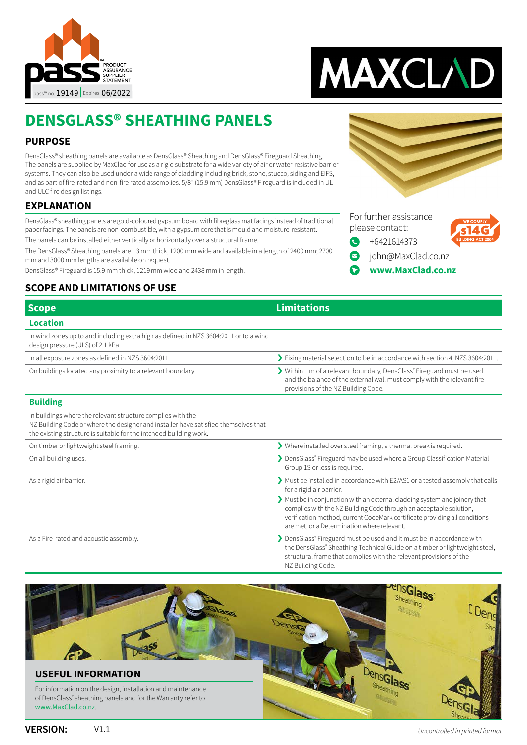pass™ no: 19149 | Expires: 06/2022

PRODUCT ASSURANCE SUPPLIER STATEMENT

MAXCLAD

# DENSGLASS® SHEATHING PANELS

## PURPOSE

DensGlass® sheathing panels are available as DensGlass® Sheathing and DensGlass® Fireguard Sheathing. The panels are supplied by MaxClad for use as a rigid substrate for a wide variety of air or water-resistive barrier systems. They can also be used under a wide range of cladding including brick, stone, stucco, siding and EIFS, and as part of fire-rated and non-fire rated assemblies. 5/8" (15.9 mm) DensGlass® Fireguard is included in UL and ULC fire design listings.

## EXPLANATION

DensGlass® sheathing panels are gold-coloured gypsum board with fibreglass mat facings instead of traditional paper facings. The panels are non-combustible, with a gypsum core that is mould and moisture-resistant.

The panels can be installed either vertically or horizontally over a structural frame.

The DensGlass® Sheathing panels are 13 mm thick, 1200 mm wide and available in a length of 2400 mm; 2700 mm and 3000 mm lengths are available on request.

DensGlass® Fireguard is 15.9 mm thick, 1219 mm wide and 2438 mm in length.

For further assistance please contact:

- +6421614373
- john@MaxClad.co.nz
- **www.MaxClad.co.nz**

WE COMPLY s14G BUILDING ACT 2004

## SCOPE AND LIMITATIONS OF USE

| Scope | Limitations |
|---|---|
| **Location** | |
| In wind zones up to and including extra high as defined in NZS 3604:2011 or to a wind design pressure (ULS) of 2.1 kPa. | |
| In all exposure zones as defined in NZS 3604:2011. | Fixing material selection to be in accordance with section 4, NZS 3604:2011. |
| On buildings located any proximity to a relevant boundary. | Within 1 m of a relevant boundary, DensGlass® Fireguard must be used and the balance of the external wall must comply with the relevant fire provisions of the NZ Building Code. |
| **Building** | |
| In buildings where the relevant structure complies with the NZ Building Code or where the designer and installer have satisfied themselves that the existing structure is suitable for the intended building work. | |
| On timber or lightweight steel framing. | Where installed over steel framing, a thermal break is required. |
| On all building uses. | DensGlass® Fireguard may be used where a Group Classification Material Group 1S or less is required. |
| As a rigid air barrier. | Must be installed in accordance with E2/AS1 or a tested assembly that calls for a rigid air barrier. <br> Must be in conjunction with an external cladding system and joinery that complies with the NZ Building Code through an acceptable solution, verification method, current CodeMark certificate providing all conditions are met, or a Determination where relevant. |
| As a Fire-rated and acoustic assembly. | DensGlass® Fireguard must be used and it must be in accordance with the DensGlass® Sheathing Technical Guide on a timber or lightweight steel, structural frame that complies with the relevant provisions of the NZ Building Code. |

## USEFUL INFORMATION

For information on the design, installation and maintenance of DensGlass® sheathing panels and for the Warranty refer to www.MaxClad.co.nz.

**VERSION:** V1.1

*Uncontrolled in printed format*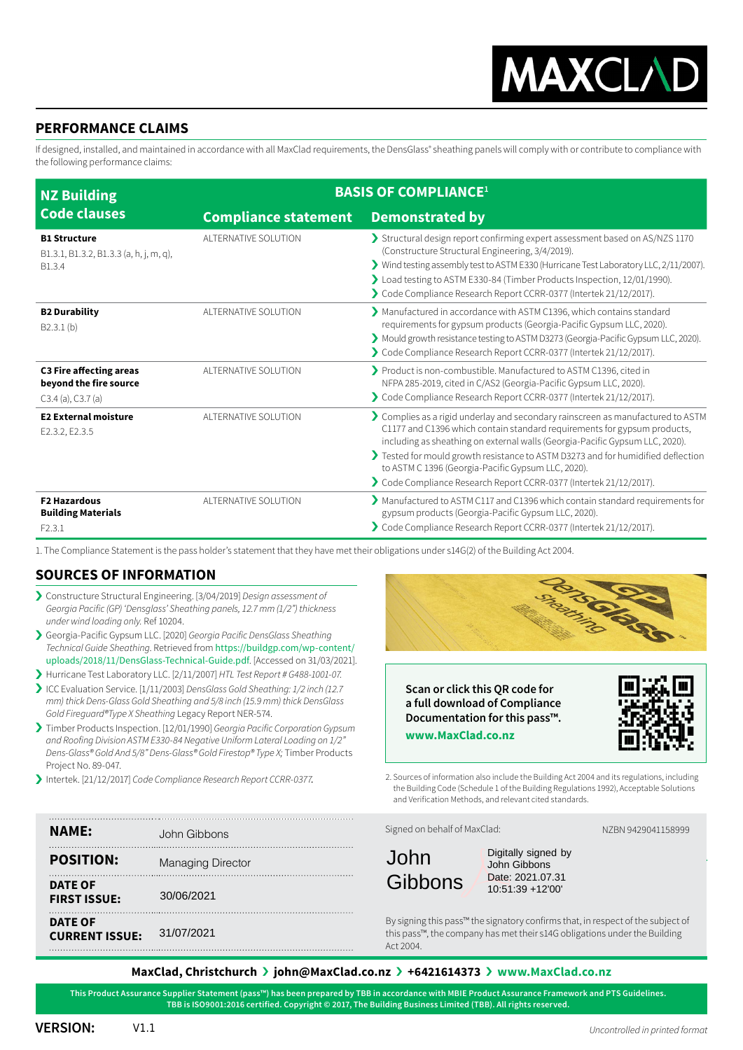MAXCLAD

## PERFORMANCE CLAIMS

If designed, installed, and maintained in accordance with all MaxClad requirements, the DensGlass® sheathing panels will comply with or contribute to compliance with the following performance claims:

| NZ Building Code clauses | BASIS OF COMPLIANCE[1] Compliance statement | Demonstrated by |
|---|---|---|
| **B1 Structure** B1.3.1, B1.3.2, B1.3.3 (a, h, j, m, q), B1.3.4 | ALTERNATIVE SOLUTION | Structural design report confirming expert assessment based on AS/NZS 1170 (Constructure Structural Engineering, 3/4/2019). Wind testing assembly test to ASTM E330 (Hurricane Test Laboratory LLC, 2/11/2007). Load testing to ASTM E330-84 (Timber Products Inspection, 12/01/1990). Code Compliance Research Report CCRR-0377 (Intertek 21/12/2017). |
| **B2 Durability** B2.3.1 (b) | ALTERNATIVE SOLUTION | Manufactured in accordance with ASTM C1396, which contains standard requirements for gypsum products (Georgia-Pacific Gypsum LLC, 2020). Mould growth resistance testing to ASTM D3273 (Georgia-Pacific Gypsum LLC, 2020). Code Compliance Research Report CCRR-0377 (Intertek 21/12/2017). |
| **C3 Fire affecting areas beyond the fire source** C3.4 (a), C3.7 (a) | ALTERNATIVE SOLUTION | Product is non-combustible. Manufactured to ASTM C1396, cited in NFPA 285-2019, cited in C/AS2 (Georgia-Pacific Gypsum LLC, 2020). Code Compliance Research Report CCRR-0377 (Intertek 21/12/2017). |
| **E2 External moisture** E2.3.2, E2.3.5 | ALTERNATIVE SOLUTION | Complies as a rigid underlay and secondary rainscreen as manufactured to ASTM C1177 and C1396 which contain standard requirements for gypsum products, including as sheathing on external walls (Georgia-Pacific Gypsum LLC, 2020). Tested for mould growth resistance to ASTM D3273 and for humidified deflection to ASTM C 1396 (Georgia-Pacific Gypsum LLC, 2020). Code Compliance Research Report CCRR-0377 (Intertek 21/12/2017). |
| **F2 Hazardous Building Materials** F2.3.1 | ALTERNATIVE SOLUTION | Manufactured to ASTM C117 and C1396 which contain standard requirements for gypsum products (Georgia-Pacific Gypsum LLC, 2020). Code Compliance Research Report CCRR-0377 (Intertek 21/12/2017). |

1. The Compliance Statement is the pass holder's statement that they have met their obligations under s14G(2) of the Building Act 2004.

## SOURCES OF INFORMATION

- Constructure Structural Engineering. [3/04/2019] *Design assessment of Georgia Pacific (GP) 'Densglass' Sheathing panels, 12.7 mm (1/2") thickness under wind loading only.* Ref 10204.
- Georgia-Pacific Gypsum LLC. [2020] *Georgia Pacific DensGlass Sheathing Technical Guide Sheathing.* Retrieved from https://buildgp.com/wp-content/uploads/2018/11/DensGlass-Technical-Guide.pdf. [Accessed on 31/03/2021].
- Hurricane Test Laboratory LLC. [2/11/2007] *HTL Test Report # G488-1001-07.*
- ICC Evaluation Service. [1/11/2003] *DensGlass Gold Sheathing: 1/2 inch (12.7 mm) thick Dens-Glass Gold Sheathing and 5/8 inch (15.9 mm) thick DensGlass Gold Fireguard®Type X Sheathing* Legacy Report NER-574.
- Timber Products Inspection. [12/01/1990] *Georgia Pacific Corporation Gypsum and Roofing Division ASTM E330-84 Negative Uniform Lateral Loading on 1/2" Dens-Glass® Gold And 5/8" Dens-Glass® Gold Firestop® Type X;* Timber Products Project No. 89-047.
- Intertek. [21/12/2017] *Code Compliance Research Report CCRR-0377.*

Scan or click this QR code for a full download of Compliance Documentation for this pass™.
**www.MaxClad.co.nz**

2. Sources of information also include the Building Act 2004 and its regulations, including the Building Code (Schedule 1 of the Building Regulations 1992), Acceptable Solutions and Verification Methods, and relevant cited standards.

| | |
|---|---|
| **NAME:** | John Gibbons |
| **POSITION:** | Managing Director |
| **DATE OF FIRST ISSUE:** | 30/06/2021 |
| **DATE OF CURRENT ISSUE:** | 31/07/2021 |

Signed on behalf of MaxClad: NZBN 9429041158999

John Gibbons — Digitally signed by John Gibbons Date: 2021.07.31 10:51:39 +12'00'

By signing this pass™ the signatory confirms that, in respect of the subject of this pass™, the company has met their s14G obligations under the Building Act 2004.

**MaxClad, Christchurch › john@MaxClad.co.nz › +6421614373 › www.MaxClad.co.nz**

**This Product Assurance Supplier Statement (pass™) has been prepared by TBB in accordance with MBIE Product Assurance Framework and PTS Guidelines. TBB is ISO9001:2016 certified. Copyright © 2017, The Building Business Limited (TBB). All rights reserved.**

**VERSION:** V1.1

*Uncontrolled in printed format*